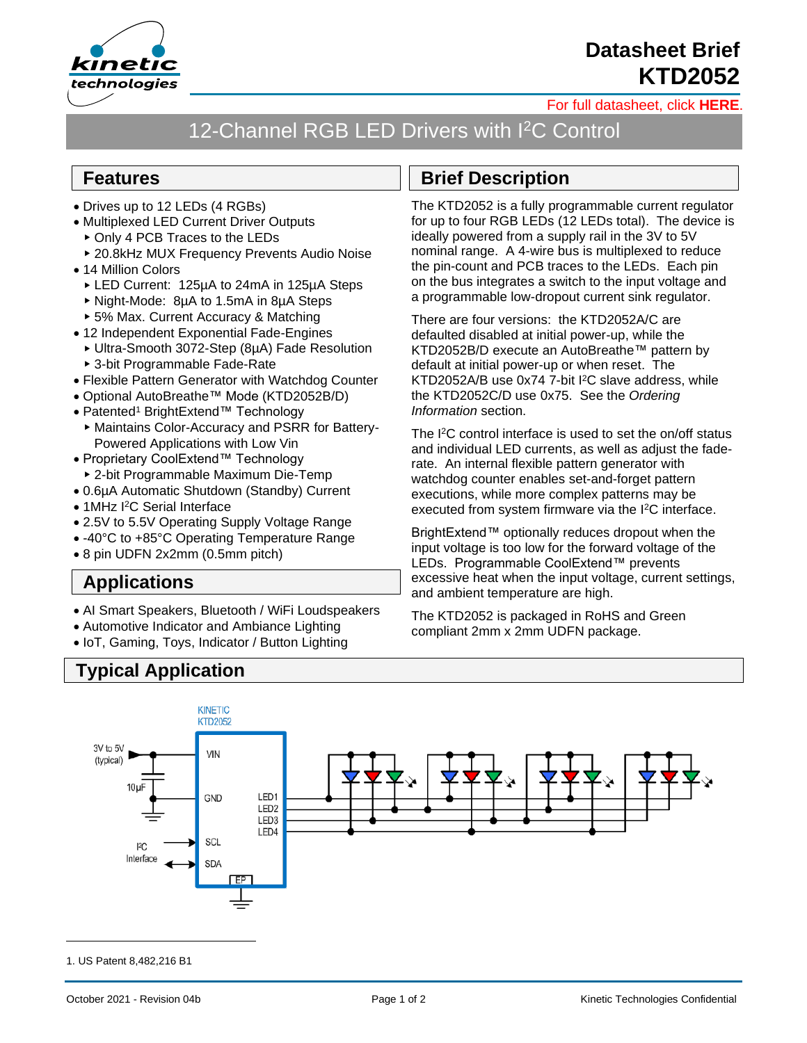# Datasheet Brief
# KTD2052

For full datasheet, click **HERE**.

## 12-Channel RGB LED Drivers with $I^2C$ Control

## Features

- Drives up to 12 LEDs (4 RGBs)
- Multiplexed LED Current Driver Outputs
  - Only 4 PCB Traces to the LEDs
  - 20.8kHz MUX Frequency Prevents Audio Noise
- 14 Million Colors
  - LED Current: 125µA to 24mA in 125µA Steps
  - Night-Mode: 8µA to 1.5mA in 8µA Steps
  - 5% Max. Current Accuracy & Matching
- 12 Independent Exponential Fade-Engines
  - Ultra-Smooth 3072-Step (8µA) Fade Resolution
  - 3-bit Programmable Fade-Rate
- Flexible Pattern Generator with Watchdog Counter
- Optional AutoBreathe™ Mode (KTD2052B/D)
- Patented[1] BrightExtend™ Technology
  - Maintains Color-Accuracy and PSRR for Battery-Powered Applications with Low Vin
- Proprietary CoolExtend™ Technology
  - 2-bit Programmable Maximum Die-Temp
- 0.6µA Automatic Shutdown (Standby) Current
- 1MHz $I^2C$ Serial Interface
- 2.5V to 5.5V Operating Supply Voltage Range
- -40°C to +85°C Operating Temperature Range
- 8 pin UDFN 2x2mm (0.5mm pitch)

## Applications

- AI Smart Speakers, Bluetooth / WiFi Loudspeakers
- Automotive Indicator and Ambiance Lighting
- IoT, Gaming, Toys, Indicator / Button Lighting

## Brief Description

The KTD2052 is a fully programmable current regulator for up to four RGB LEDs (12 LEDs total). The device is ideally powered from a supply rail in the 3V to 5V nominal range. A 4-wire bus is multiplexed to reduce the pin-count and PCB traces to the LEDs. Each pin on the bus integrates a switch to the input voltage and a programmable low-dropout current sink regulator.

There are four versions: the KTD2052A/C are defaulted disabled at initial power-up, while the KTD2052B/D execute an AutoBreathe™ pattern by default at initial power-up or when reset. The KTD2052A/B use 0x74 7-bit $I^2C$ slave address, while the KTD2052C/D use 0x75. See the *Ordering Information* section.

The $I^2C$ control interface is used to set the on/off status and individual LED currents, as well as adjust the fade-rate. An internal flexible pattern generator with watchdog counter enables set-and-forget pattern executions, while more complex patterns may be executed from system firmware via the $I^2C$ interface.

BrightExtend™ optionally reduces dropout when the input voltage is too low for the forward voltage of the LEDs. Programmable CoolExtend™ prevents excessive heat when the input voltage, current settings, and ambient temperature are high.

The KTD2052 is packaged in RoHS and Green compliant 2mm x 2mm UDFN package.

## Typical Application

KINETIC KTD2052

3V to 5V (typical) — VIN; 10µF — GND; $I^2C$ Interface — SCL, SDA; EP; LED1, LED2, LED3, LED4

---

1. US Patent 8,482,216 B1

October 2021 - Revision 04b | Kinetic Technologies Confidential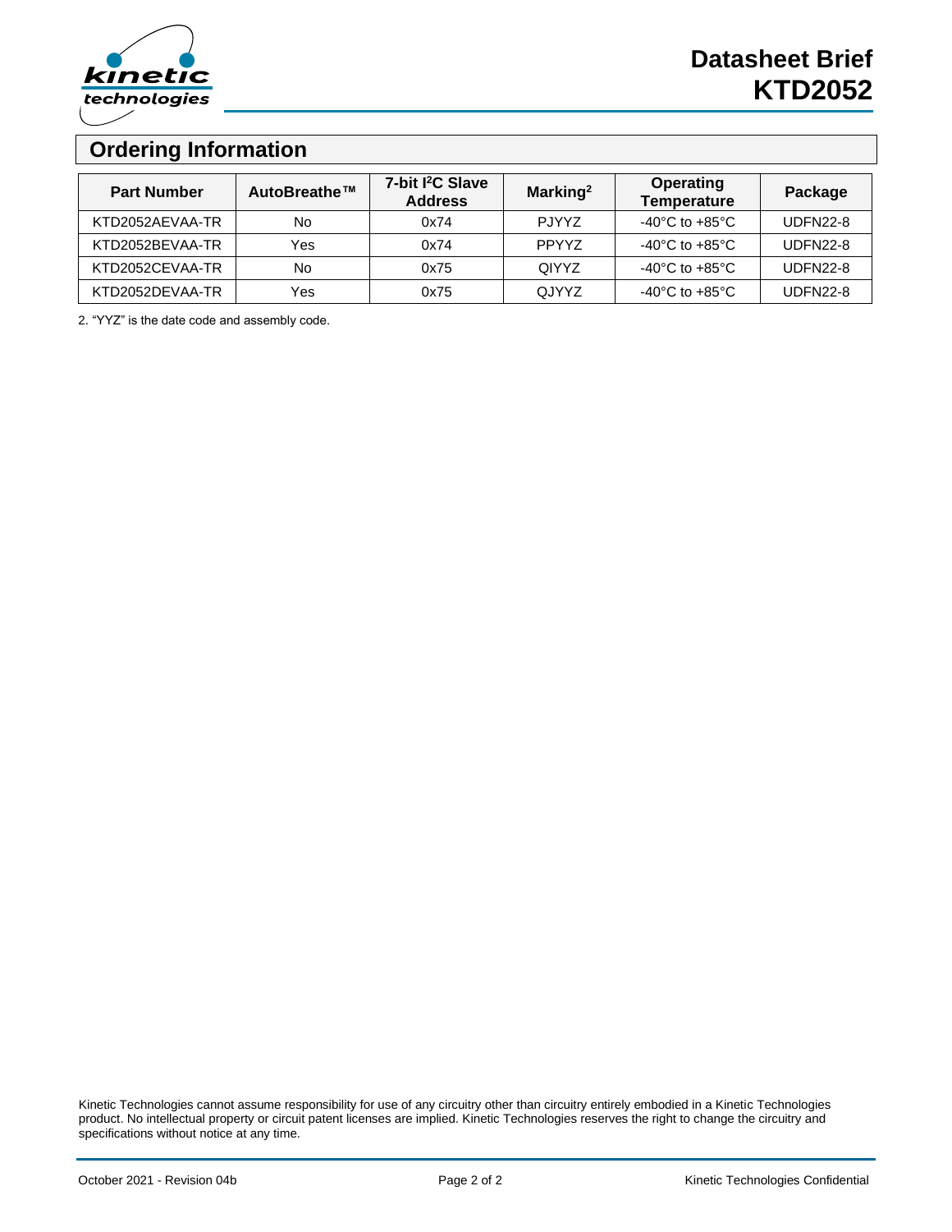## Ordering Information

| Part Number | AutoBreathe™ | 7-bit I²C Slave Address | Marking[2] | Operating Temperature | Package |
|---|---|---|---|---|---|
| KTD2052AEVAA-TR | No | 0x74 | PJYYZ | -40°C to +85°C | UDFN22-8 |
| KTD2052BEVAA-TR | Yes | 0x74 | PPYYZ | -40°C to +85°C | UDFN22-8 |
| KTD2052CEVAA-TR | No | 0x75 | QIYYZ | -40°C to +85°C | UDFN22-8 |
| KTD2052DEVAA-TR | Yes | 0x75 | QJYYZ | -40°C to +85°C | UDFN22-8 |

2. "YYZ" is the date code and assembly code.

Kinetic Technologies cannot assume responsibility for use of any circuitry other than circuitry entirely embodied in a Kinetic Technologies product. No intellectual property or circuit patent licenses are implied. Kinetic Technologies reserves the right to change the circuitry and specifications without notice at any time.